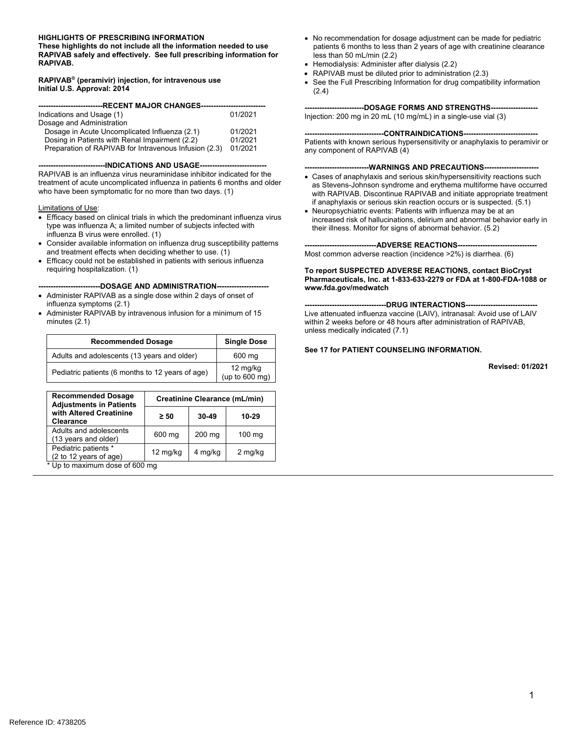**HIGHLIGHTS OF PRESCRIBING INFORMATION**
**These highlights do not include all the information needed to use RAPIVAB safely and effectively. See full prescribing information for RAPIVAB.**

**RAPIVAB® (peramivir) injection, for intravenous use**
**Initial U.S. Approval: 2014**

## RECENT MAJOR CHANGES

| | |
|---|---|
| Indications and Usage (1) | 01/2021 |
| Dosage and Administration | |
| Dosage in Acute Uncomplicated Influenza (2.1) | 01/2021 |
| Dosing in Patients with Renal Impairment (2.2) | 01/2021 |
| Preparation of RAPIVAB for Intravenous Infusion (2.3) | 01/2021 |

## INDICATIONS AND USAGE

RAPIVAB is an influenza virus neuraminidase inhibitor indicated for the treatment of acute uncomplicated influenza in patients 6 months and older who have been symptomatic for no more than two days. (1)

Limitations of Use:

- Efficacy based on clinical trials in which the predominant influenza virus type was influenza A; a limited number of subjects infected with influenza B virus were enrolled. (1)
- Consider available information on influenza drug susceptibility patterns and treatment effects when deciding whether to use. (1)
- Efficacy could not be established in patients with serious influenza requiring hospitalization. (1)

## DOSAGE AND ADMINISTRATION

- Administer RAPIVAB as a single dose within 2 days of onset of influenza symptoms (2.1)
- Administer RAPIVAB by intravenous infusion for a minimum of 15 minutes (2.1)

| Recommended Dosage | Single Dose |
|---|---|
| Adults and adolescents (13 years and older) | 600 mg |
| Pediatric patients (6 months to 12 years of age) | 12 mg/kg (up to 600 mg) |

| Recommended Dosage Adjustments in Patients with Altered Creatinine Clearance | Creatinine Clearance (mL/min) | | |
|---|---|---|---|
| | ≥ 50 | 30-49 | 10-29 |
| Adults and adolescents (13 years and older) | 600 mg | 200 mg | 100 mg |
| Pediatric patients * (2 to 12 years of age) | 12 mg/kg | 4 mg/kg | 2 mg/kg |

\* Up to maximum dose of 600 mg

- No recommendation for dosage adjustment can be made for pediatric patients 6 months to less than 2 years of age with creatinine clearance less than 50 mL/min (2.2)
- Hemodialysis: Administer after dialysis (2.2)
- RAPIVAB must be diluted prior to administration (2.3)
- See the Full Prescribing Information for drug compatibility information (2.4)

## DOSAGE FORMS AND STRENGTHS

Injection: 200 mg in 20 mL (10 mg/mL) in a single-use vial (3)

## CONTRAINDICATIONS

Patients with known serious hypersensitivity or anaphylaxis to peramivir or any component of RAPIVAB (4)

## WARNINGS AND PRECAUTIONS

- Cases of anaphylaxis and serious skin/hypersensitivity reactions such as Stevens-Johnson syndrome and erythema multiforme have occurred with RAPIVAB. Discontinue RAPIVAB and initiate appropriate treatment if anaphylaxis or serious skin reaction occurs or is suspected. (5.1)
- Neuropsychiatric events: Patients with influenza may be at an increased risk of hallucinations, delirium and abnormal behavior early in their illness. Monitor for signs of abnormal behavior. (5.2)

## ADVERSE REACTIONS

Most common adverse reaction (incidence >2%) is diarrhea. (6)

**To report SUSPECTED ADVERSE REACTIONS, contact BioCryst Pharmaceuticals, Inc. at 1-833-633-2279 or FDA at 1-800-FDA-1088 or www.fda.gov/medwatch**

## DRUG INTERACTIONS

Live attenuated influenza vaccine (LAIV), intranasal: Avoid use of LAIV within 2 weeks before or 48 hours after administration of RAPIVAB, unless medically indicated (7.1)

**See 17 for PATIENT COUNSELING INFORMATION.**

**Revised: 01/2021**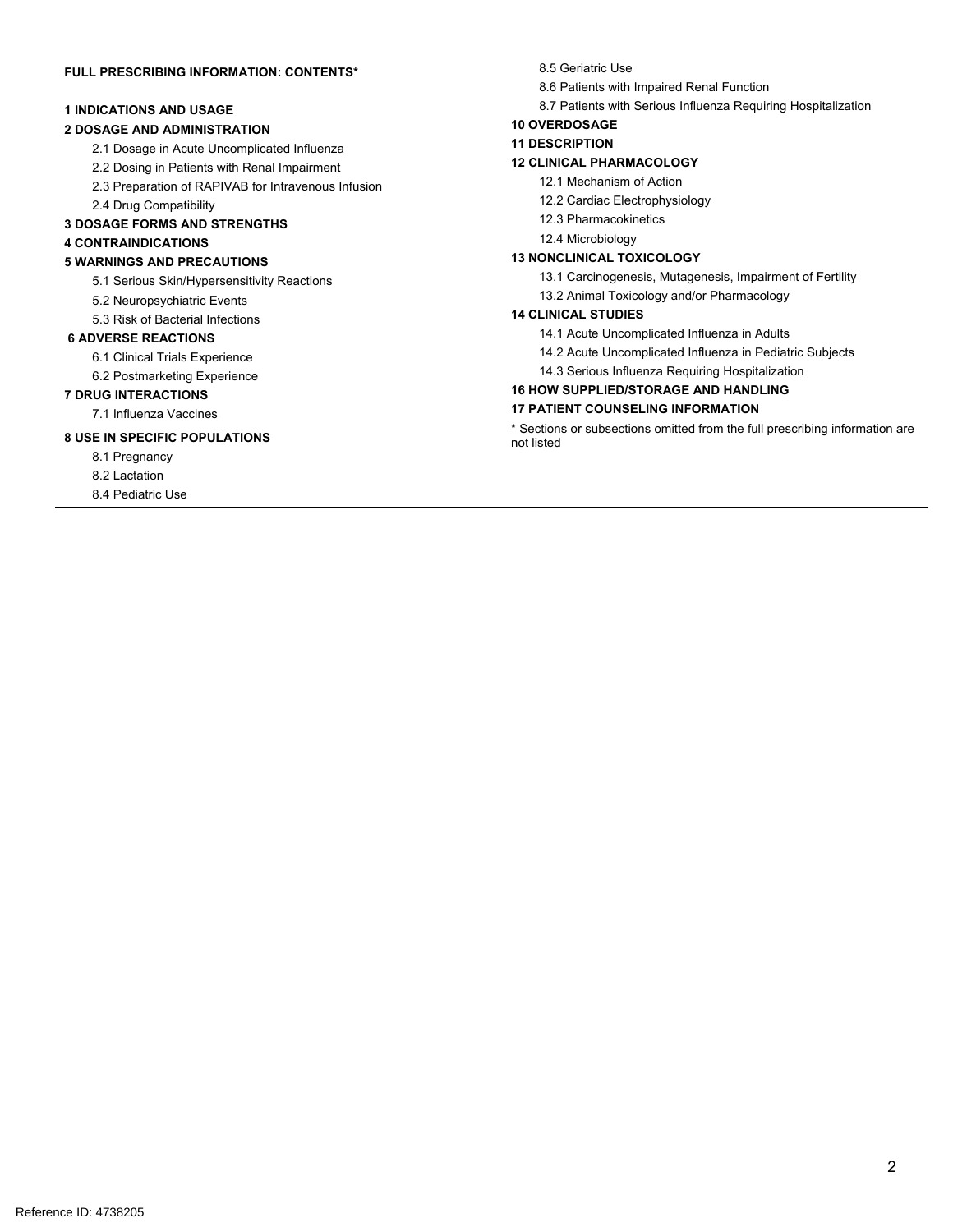**FULL PRESCRIBING INFORMATION: CONTENTS***

**1 INDICATIONS AND USAGE**

**2 DOSAGE AND ADMINISTRATION**

- 2.1 Dosage in Acute Uncomplicated Influenza
- 2.2 Dosing in Patients with Renal Impairment
- 2.3 Preparation of RAPIVAB for Intravenous Infusion
- 2.4 Drug Compatibility

**3 DOSAGE FORMS AND STRENGTHS**

**4 CONTRAINDICATIONS**

**5 WARNINGS AND PRECAUTIONS**

- 5.1 Serious Skin/Hypersensitivity Reactions
- 5.2 Neuropsychiatric Events
- 5.3 Risk of Bacterial Infections

**6 ADVERSE REACTIONS**

- 6.1 Clinical Trials Experience
- 6.2 Postmarketing Experience

**7 DRUG INTERACTIONS**

- 7.1 Influenza Vaccines

**8 USE IN SPECIFIC POPULATIONS**

- 8.1 Pregnancy
- 8.2 Lactation
- 8.4 Pediatric Use
- 8.5 Geriatric Use
- 8.6 Patients with Impaired Renal Function
- 8.7 Patients with Serious Influenza Requiring Hospitalization

**10 OVERDOSAGE**

**11 DESCRIPTION**

**12 CLINICAL PHARMACOLOGY**

- 12.1 Mechanism of Action
- 12.2 Cardiac Electrophysiology
- 12.3 Pharmacokinetics
- 12.4 Microbiology

**13 NONCLINICAL TOXICOLOGY**

- 13.1 Carcinogenesis, Mutagenesis, Impairment of Fertility
- 13.2 Animal Toxicology and/or Pharmacology

**14 CLINICAL STUDIES**

- 14.1 Acute Uncomplicated Influenza in Adults
- 14.2 Acute Uncomplicated Influenza in Pediatric Subjects
- 14.3 Serious Influenza Requiring Hospitalization

**16 HOW SUPPLIED/STORAGE AND HANDLING**

**17 PATIENT COUNSELING INFORMATION**

* Sections or subsections omitted from the full prescribing information are not listed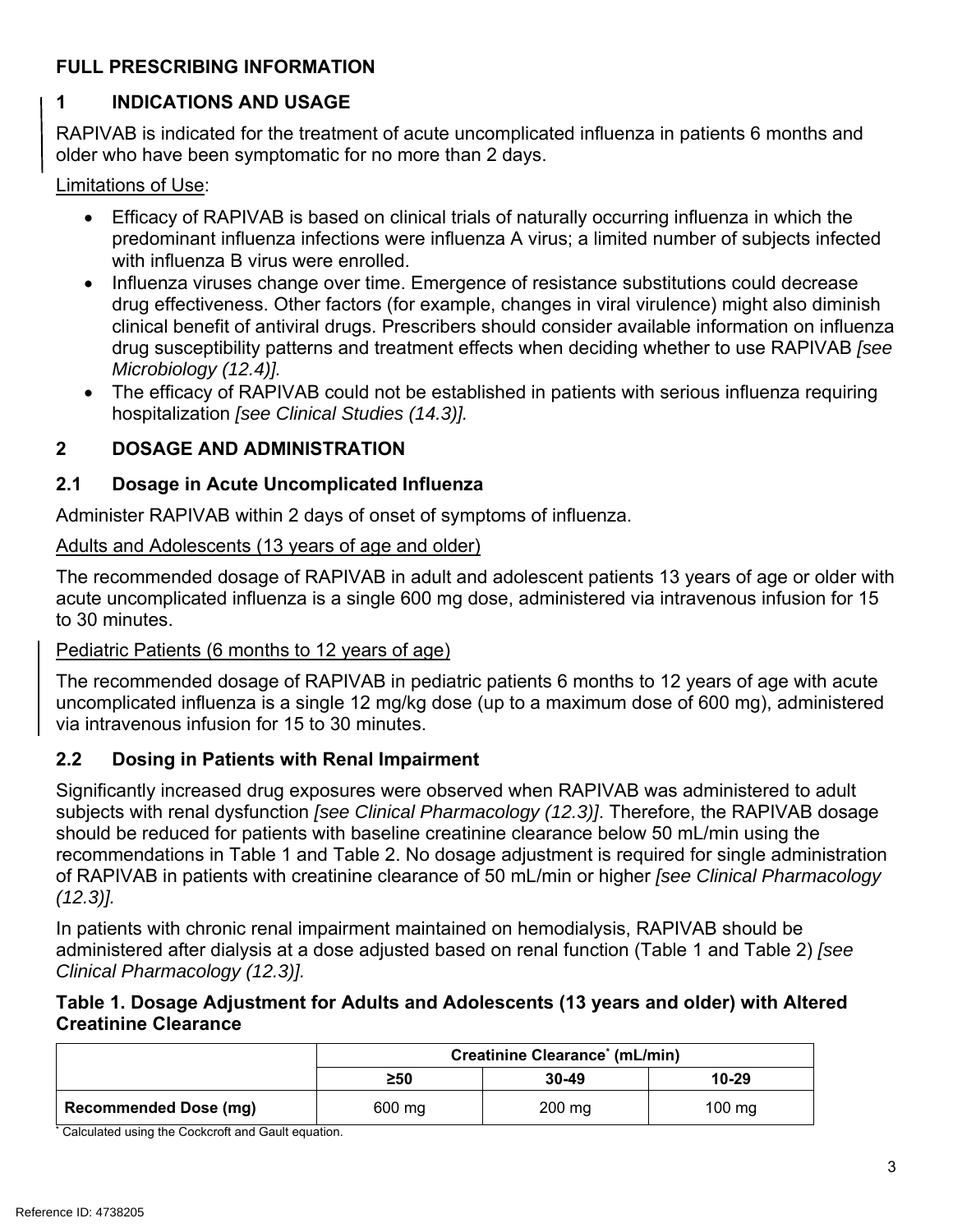# FULL PRESCRIBING INFORMATION

## 1 INDICATIONS AND USAGE

RAPIVAB is indicated for the treatment of acute uncomplicated influenza in patients 6 months and older who have been symptomatic for no more than 2 days.

Limitations of Use:

- Efficacy of RAPIVAB is based on clinical trials of naturally occurring influenza in which the predominant influenza infections were influenza A virus; a limited number of subjects infected with influenza B virus were enrolled.
- Influenza viruses change over time. Emergence of resistance substitutions could decrease drug effectiveness. Other factors (for example, changes in viral virulence) might also diminish clinical benefit of antiviral drugs. Prescribers should consider available information on influenza drug susceptibility patterns and treatment effects when deciding whether to use RAPIVAB *[see Microbiology (12.4)].*
- The efficacy of RAPIVAB could not be established in patients with serious influenza requiring hospitalization *[see Clinical Studies (14.3)].*

## 2 DOSAGE AND ADMINISTRATION

### 2.1 Dosage in Acute Uncomplicated Influenza

Administer RAPIVAB within 2 days of onset of symptoms of influenza.

Adults and Adolescents (13 years of age and older)

The recommended dosage of RAPIVAB in adult and adolescent patients 13 years of age or older with acute uncomplicated influenza is a single 600 mg dose, administered via intravenous infusion for 15 to 30 minutes.

Pediatric Patients (6 months to 12 years of age)

The recommended dosage of RAPIVAB in pediatric patients 6 months to 12 years of age with acute uncomplicated influenza is a single 12 mg/kg dose (up to a maximum dose of 600 mg), administered via intravenous infusion for 15 to 30 minutes.

### 2.2 Dosing in Patients with Renal Impairment

Significantly increased drug exposures were observed when RAPIVAB was administered to adult subjects with renal dysfunction *[see Clinical Pharmacology (12.3)]*. Therefore, the RAPIVAB dosage should be reduced for patients with baseline creatinine clearance below 50 mL/min using the recommendations in Table 1 and Table 2. No dosage adjustment is required for single administration of RAPIVAB in patients with creatinine clearance of 50 mL/min or higher *[see Clinical Pharmacology (12.3)].*

In patients with chronic renal impairment maintained on hemodialysis, RAPIVAB should be administered after dialysis at a dose adjusted based on renal function (Table 1 and Table 2) *[see Clinical Pharmacology (12.3)].*

**Table 1. Dosage Adjustment for Adults and Adolescents (13 years and older) with Altered Creatinine Clearance**

| | Creatinine Clearance* (mL/min) | | |
|---|---|---|---|
| | ≥50 | 30-49 | 10-29 |
| **Recommended Dose (mg)** | 600 mg | 200 mg | 100 mg |

* Calculated using the Cockcroft and Gault equation.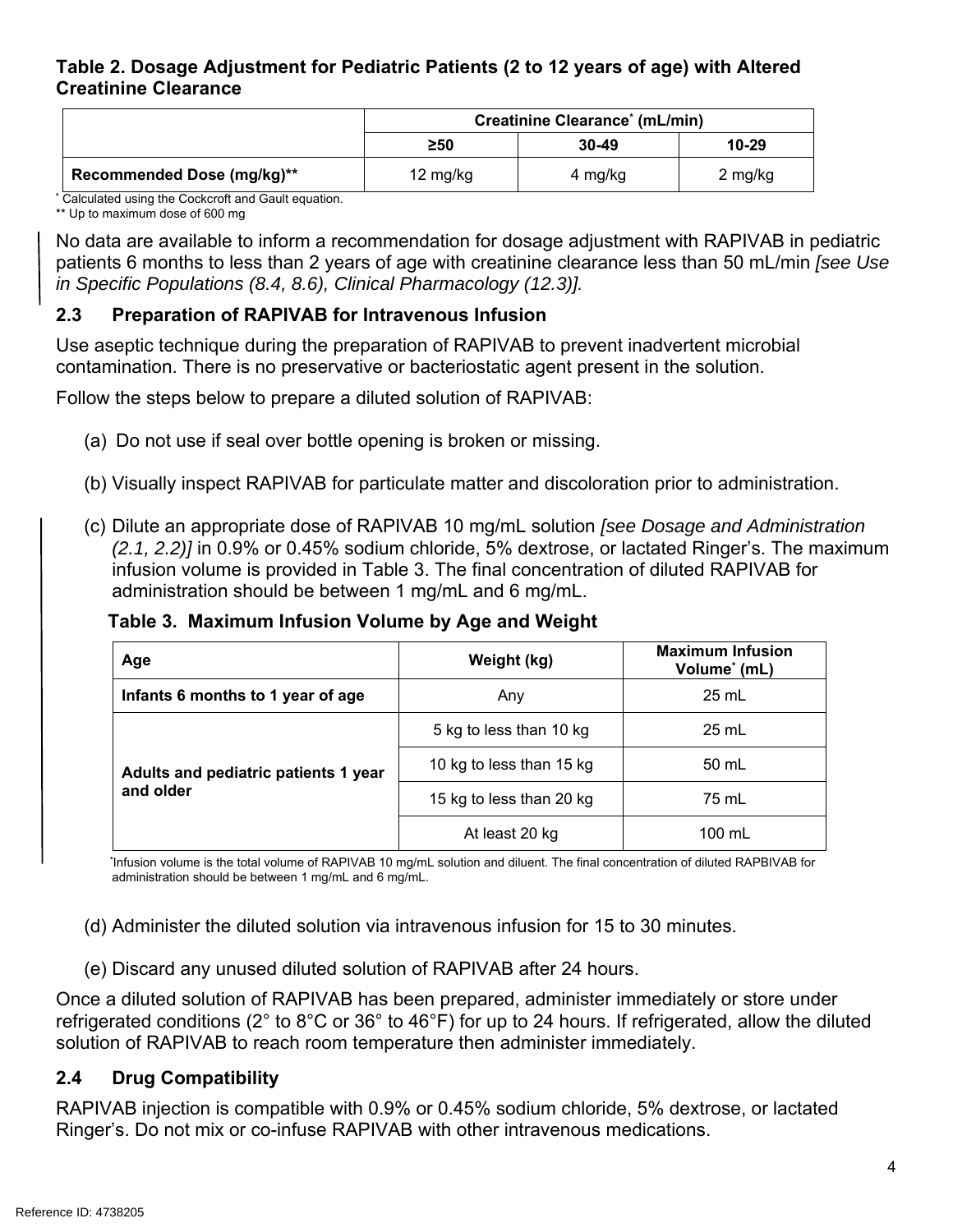**Table 2. Dosage Adjustment for Pediatric Patients (2 to 12 years of age) with Altered Creatinine Clearance**

| | Creatinine Clearance* (mL/min) | | |
|---|---|---|---|
| | ≥50 | 30-49 | 10-29 |
| **Recommended Dose (mg/kg)**** | 12 mg/kg | 4 mg/kg | 2 mg/kg |

* Calculated using the Cockcroft and Gault equation.
** Up to maximum dose of 600 mg

No data are available to inform a recommendation for dosage adjustment with RAPIVAB in pediatric patients 6 months to less than 2 years of age with creatinine clearance less than 50 mL/min *[see Use in Specific Populations (8.4, 8.6), Clinical Pharmacology (12.3)].*

## 2.3 Preparation of RAPIVAB for Intravenous Infusion

Use aseptic technique during the preparation of RAPIVAB to prevent inadvertent microbial contamination. There is no preservative or bacteriostatic agent present in the solution.

Follow the steps below to prepare a diluted solution of RAPIVAB:

(a) Do not use if seal over bottle opening is broken or missing.

(b) Visually inspect RAPIVAB for particulate matter and discoloration prior to administration.

(c) Dilute an appropriate dose of RAPIVAB 10 mg/mL solution *[see Dosage and Administration (2.1, 2.2)]* in 0.9% or 0.45% sodium chloride, 5% dextrose, or lactated Ringer's. The maximum infusion volume is provided in Table 3. The final concentration of diluted RAPIVAB for administration should be between 1 mg/mL and 6 mg/mL.

**Table 3. Maximum Infusion Volume by Age and Weight**

| Age | Weight (kg) | Maximum Infusion Volume* (mL) |
|---|---|---|
| **Infants 6 months to 1 year of age** | Any | 25 mL |
| **Adults and pediatric patients 1 year and older** | 5 kg to less than 10 kg | 25 mL |
| | 10 kg to less than 15 kg | 50 mL |
| | 15 kg to less than 20 kg | 75 mL |
| | At least 20 kg | 100 mL |

*Infusion volume is the total volume of RAPIVAB 10 mg/mL solution and diluent. The final concentration of diluted RAPBIVAB for administration should be between 1 mg/mL and 6 mg/mL.

(d) Administer the diluted solution via intravenous infusion for 15 to 30 minutes.

(e) Discard any unused diluted solution of RAPIVAB after 24 hours.

Once a diluted solution of RAPIVAB has been prepared, administer immediately or store under refrigerated conditions (2° to 8°C or 36° to 46°F) for up to 24 hours. If refrigerated, allow the diluted solution of RAPIVAB to reach room temperature then administer immediately.

## 2.4 Drug Compatibility

RAPIVAB injection is compatible with 0.9% or 0.45% sodium chloride, 5% dextrose, or lactated Ringer's. Do not mix or co-infuse RAPIVAB with other intravenous medications.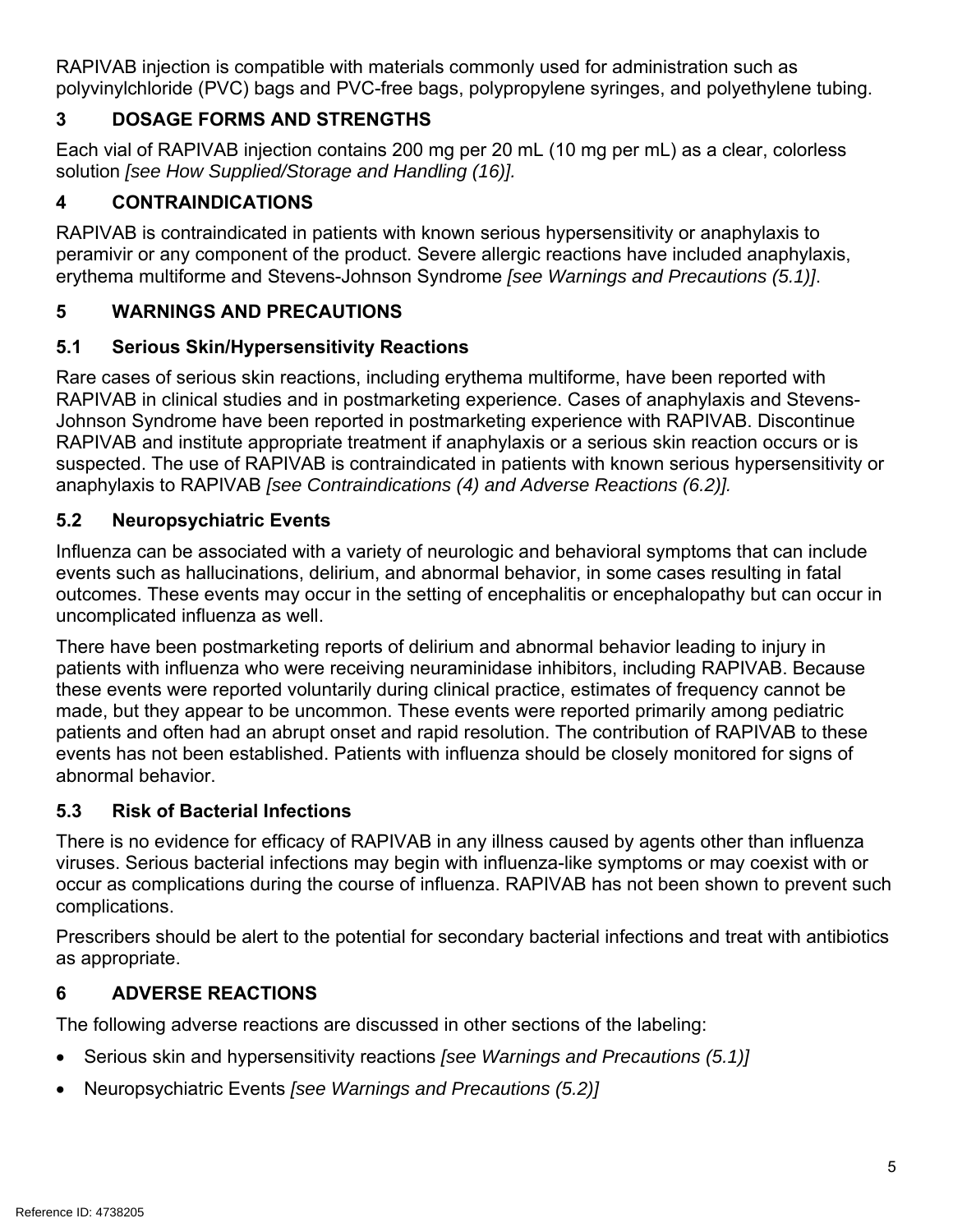RAPIVAB injection is compatible with materials commonly used for administration such as polyvinylchloride (PVC) bags and PVC-free bags, polypropylene syringes, and polyethylene tubing.

## 3 DOSAGE FORMS AND STRENGTHS

Each vial of RAPIVAB injection contains 200 mg per 20 mL (10 mg per mL) as a clear, colorless solution *[see How Supplied/Storage and Handling (16)].*

## 4 CONTRAINDICATIONS

RAPIVAB is contraindicated in patients with known serious hypersensitivity or anaphylaxis to peramivir or any component of the product. Severe allergic reactions have included anaphylaxis, erythema multiforme and Stevens-Johnson Syndrome *[see Warnings and Precautions (5.1)]*.

## 5 WARNINGS AND PRECAUTIONS

### 5.1 Serious Skin/Hypersensitivity Reactions

Rare cases of serious skin reactions, including erythema multiforme, have been reported with RAPIVAB in clinical studies and in postmarketing experience. Cases of anaphylaxis and Stevens-Johnson Syndrome have been reported in postmarketing experience with RAPIVAB. Discontinue RAPIVAB and institute appropriate treatment if anaphylaxis or a serious skin reaction occurs or is suspected. The use of RAPIVAB is contraindicated in patients with known serious hypersensitivity or anaphylaxis to RAPIVAB *[see Contraindications (4) and Adverse Reactions (6.2)].*

### 5.2 Neuropsychiatric Events

Influenza can be associated with a variety of neurologic and behavioral symptoms that can include events such as hallucinations, delirium, and abnormal behavior, in some cases resulting in fatal outcomes. These events may occur in the setting of encephalitis or encephalopathy but can occur in uncomplicated influenza as well.

There have been postmarketing reports of delirium and abnormal behavior leading to injury in patients with influenza who were receiving neuraminidase inhibitors, including RAPIVAB. Because these events were reported voluntarily during clinical practice, estimates of frequency cannot be made, but they appear to be uncommon. These events were reported primarily among pediatric patients and often had an abrupt onset and rapid resolution. The contribution of RAPIVAB to these events has not been established. Patients with influenza should be closely monitored for signs of abnormal behavior.

### 5.3 Risk of Bacterial Infections

There is no evidence for efficacy of RAPIVAB in any illness caused by agents other than influenza viruses. Serious bacterial infections may begin with influenza-like symptoms or may coexist with or occur as complications during the course of influenza. RAPIVAB has not been shown to prevent such complications.

Prescribers should be alert to the potential for secondary bacterial infections and treat with antibiotics as appropriate.

## 6 ADVERSE REACTIONS

The following adverse reactions are discussed in other sections of the labeling:

- Serious skin and hypersensitivity reactions *[see Warnings and Precautions (5.1)]*
- Neuropsychiatric Events *[see Warnings and Precautions (5.2)]*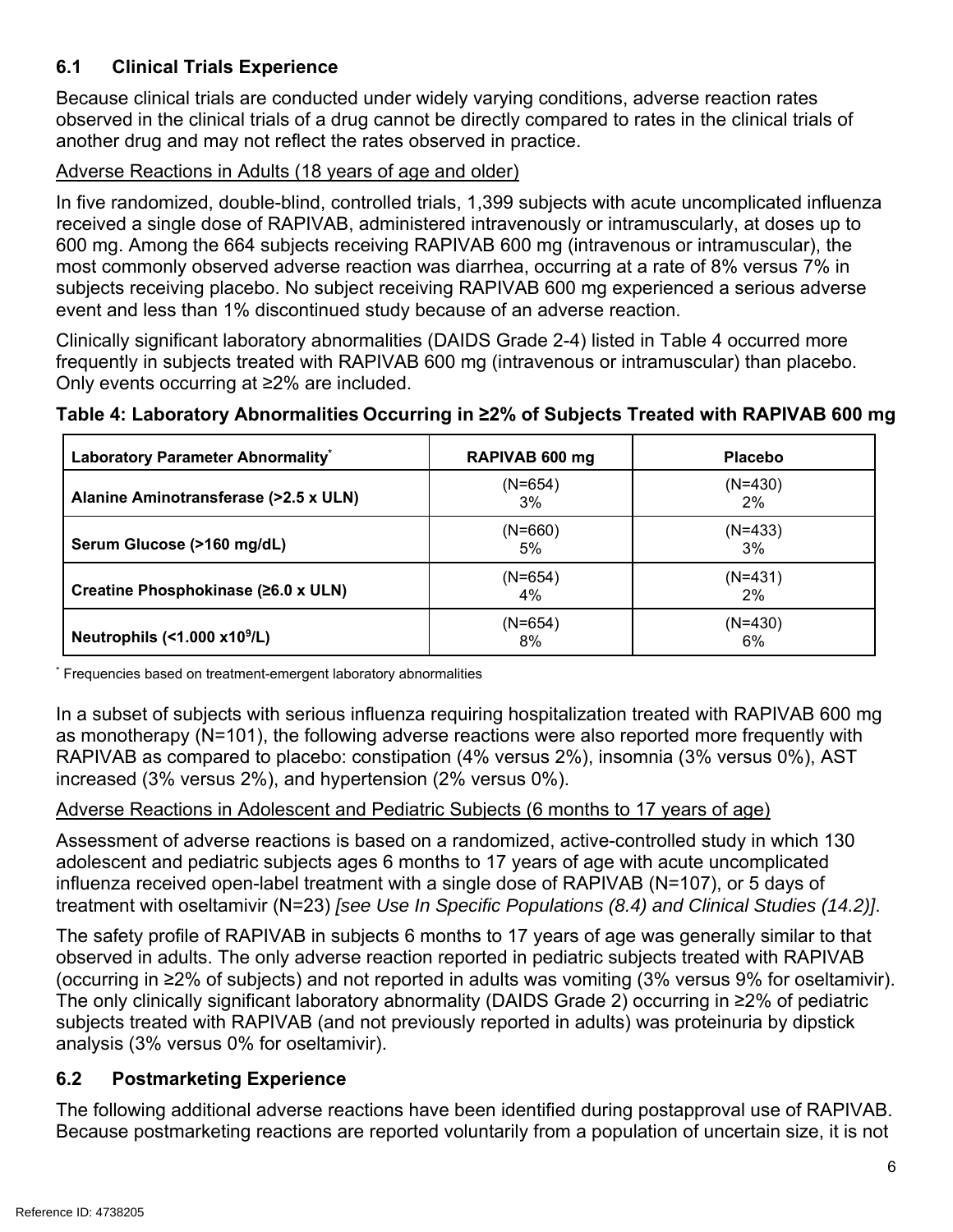## 6.1 Clinical Trials Experience

Because clinical trials are conducted under widely varying conditions, adverse reaction rates observed in the clinical trials of a drug cannot be directly compared to rates in the clinical trials of another drug and may not reflect the rates observed in practice.

Adverse Reactions in Adults (18 years of age and older)

In five randomized, double-blind, controlled trials, 1,399 subjects with acute uncomplicated influenza received a single dose of RAPIVAB, administered intravenously or intramuscularly, at doses up to 600 mg. Among the 664 subjects receiving RAPIVAB 600 mg (intravenous or intramuscular), the most commonly observed adverse reaction was diarrhea, occurring at a rate of 8% versus 7% in subjects receiving placebo. No subject receiving RAPIVAB 600 mg experienced a serious adverse event and less than 1% discontinued study because of an adverse reaction.

Clinically significant laboratory abnormalities (DAIDS Grade 2-4) listed in Table 4 occurred more frequently in subjects treated with RAPIVAB 600 mg (intravenous or intramuscular) than placebo. Only events occurring at ≥2% are included.

**Table 4: Laboratory Abnormalities Occurring in ≥2% of Subjects Treated with RAPIVAB 600 mg**

| Laboratory Parameter Abnormality* | RAPIVAB 600 mg | Placebo |
|---|---|---|
| Alanine Aminotransferase (>2.5 x ULN) | (N=654) 3% | (N=430) 2% |
| Serum Glucose (>160 mg/dL) | (N=660) 5% | (N=433) 3% |
| Creatine Phosphokinase (≥6.0 x ULN) | (N=654) 4% | (N=431) 2% |
| Neutrophils (<1.000 x$10^9$/L) | (N=654) 8% | (N=430) 6% |

\* Frequencies based on treatment-emergent laboratory abnormalities

In a subset of subjects with serious influenza requiring hospitalization treated with RAPIVAB 600 mg as monotherapy (N=101), the following adverse reactions were also reported more frequently with RAPIVAB as compared to placebo: constipation (4% versus 2%), insomnia (3% versus 0%), AST increased (3% versus 2%), and hypertension (2% versus 0%).

Adverse Reactions in Adolescent and Pediatric Subjects (6 months to 17 years of age)

Assessment of adverse reactions is based on a randomized, active-controlled study in which 130 adolescent and pediatric subjects ages 6 months to 17 years of age with acute uncomplicated influenza received open-label treatment with a single dose of RAPIVAB (N=107), or 5 days of treatment with oseltamivir (N=23) *[see Use In Specific Populations (8.4) and Clinical Studies (14.2)]*.

The safety profile of RAPIVAB in subjects 6 months to 17 years of age was generally similar to that observed in adults. The only adverse reaction reported in pediatric subjects treated with RAPIVAB (occurring in ≥2% of subjects) and not reported in adults was vomiting (3% versus 9% for oseltamivir). The only clinically significant laboratory abnormality (DAIDS Grade 2) occurring in ≥2% of pediatric subjects treated with RAPIVAB (and not previously reported in adults) was proteinuria by dipstick analysis (3% versus 0% for oseltamivir).

## 6.2 Postmarketing Experience

The following additional adverse reactions have been identified during postapproval use of RAPIVAB. Because postmarketing reactions are reported voluntarily from a population of uncertain size, it is not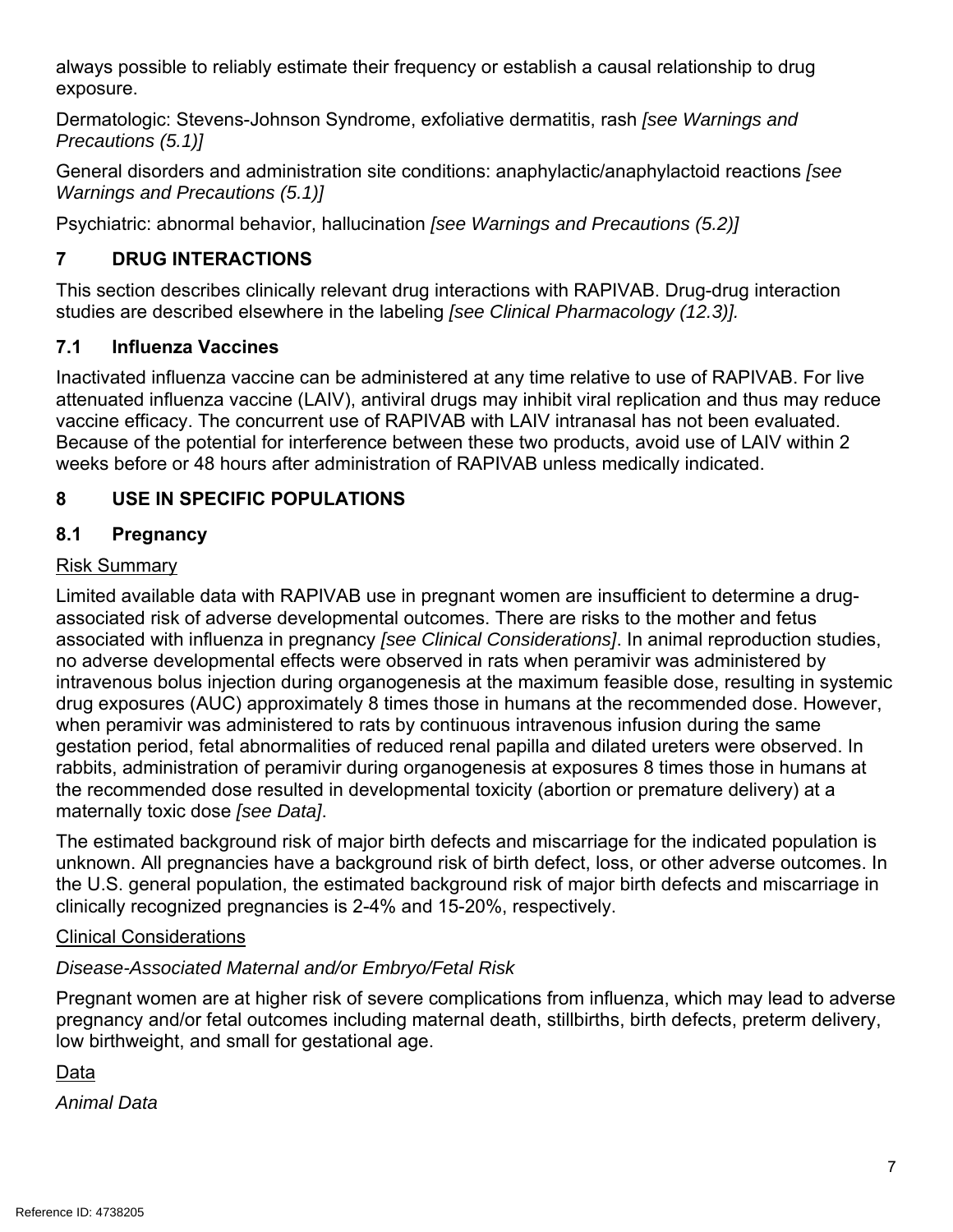always possible to reliably estimate their frequency or establish a causal relationship to drug exposure.

Dermatologic: Stevens-Johnson Syndrome, exfoliative dermatitis, rash *[see Warnings and Precautions (5.1)]*

General disorders and administration site conditions: anaphylactic/anaphylactoid reactions *[see Warnings and Precautions (5.1)]*

Psychiatric: abnormal behavior, hallucination *[see Warnings and Precautions (5.2)]*

## 7 DRUG INTERACTIONS

This section describes clinically relevant drug interactions with RAPIVAB. Drug-drug interaction studies are described elsewhere in the labeling *[see Clinical Pharmacology (12.3)].*

### 7.1 Influenza Vaccines

Inactivated influenza vaccine can be administered at any time relative to use of RAPIVAB. For live attenuated influenza vaccine (LAIV), antiviral drugs may inhibit viral replication and thus may reduce vaccine efficacy. The concurrent use of RAPIVAB with LAIV intranasal has not been evaluated. Because of the potential for interference between these two products, avoid use of LAIV within 2 weeks before or 48 hours after administration of RAPIVAB unless medically indicated.

## 8 USE IN SPECIFIC POPULATIONS

### 8.1 Pregnancy

Risk Summary

Limited available data with RAPIVAB use in pregnant women are insufficient to determine a drug-associated risk of adverse developmental outcomes. There are risks to the mother and fetus associated with influenza in pregnancy *[see Clinical Considerations]*. In animal reproduction studies, no adverse developmental effects were observed in rats when peramivir was administered by intravenous bolus injection during organogenesis at the maximum feasible dose, resulting in systemic drug exposures (AUC) approximately 8 times those in humans at the recommended dose. However, when peramivir was administered to rats by continuous intravenous infusion during the same gestation period, fetal abnormalities of reduced renal papilla and dilated ureters were observed. In rabbits, administration of peramivir during organogenesis at exposures 8 times those in humans at the recommended dose resulted in developmental toxicity (abortion or premature delivery) at a maternally toxic dose *[see Data]*.

The estimated background risk of major birth defects and miscarriage for the indicated population is unknown. All pregnancies have a background risk of birth defect, loss, or other adverse outcomes. In the U.S. general population, the estimated background risk of major birth defects and miscarriage in clinically recognized pregnancies is 2-4% and 15-20%, respectively.

Clinical Considerations

*Disease-Associated Maternal and/or Embryo/Fetal Risk*

Pregnant women are at higher risk of severe complications from influenza, which may lead to adverse pregnancy and/or fetal outcomes including maternal death, stillbirths, birth defects, preterm delivery, low birthweight, and small for gestational age.

Data

*Animal Data*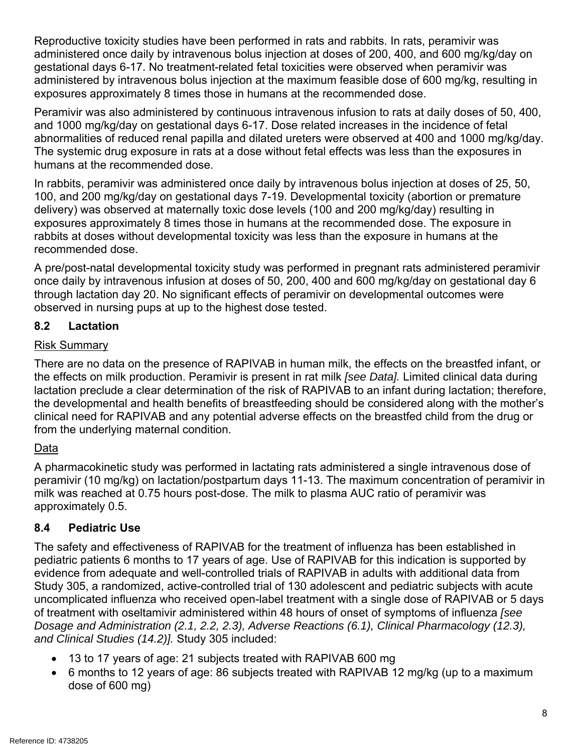Reproductive toxicity studies have been performed in rats and rabbits. In rats, peramivir was administered once daily by intravenous bolus injection at doses of 200, 400, and 600 mg/kg/day on gestational days 6-17. No treatment-related fetal toxicities were observed when peramivir was administered by intravenous bolus injection at the maximum feasible dose of 600 mg/kg, resulting in exposures approximately 8 times those in humans at the recommended dose.

Peramivir was also administered by continuous intravenous infusion to rats at daily doses of 50, 400, and 1000 mg/kg/day on gestational days 6-17. Dose related increases in the incidence of fetal abnormalities of reduced renal papilla and dilated ureters were observed at 400 and 1000 mg/kg/day. The systemic drug exposure in rats at a dose without fetal effects was less than the exposures in humans at the recommended dose.

In rabbits, peramivir was administered once daily by intravenous bolus injection at doses of 25, 50, 100, and 200 mg/kg/day on gestational days 7-19. Developmental toxicity (abortion or premature delivery) was observed at maternally toxic dose levels (100 and 200 mg/kg/day) resulting in exposures approximately 8 times those in humans at the recommended dose. The exposure in rabbits at doses without developmental toxicity was less than the exposure in humans at the recommended dose.

A pre/post-natal developmental toxicity study was performed in pregnant rats administered peramivir once daily by intravenous infusion at doses of 50, 200, 400 and 600 mg/kg/day on gestational day 6 through lactation day 20. No significant effects of peramivir on developmental outcomes were observed in nursing pups at up to the highest dose tested.

## 8.2 Lactation

Risk Summary

There are no data on the presence of RAPIVAB in human milk, the effects on the breastfed infant, or the effects on milk production. Peramivir is present in rat milk *[see Data].* Limited clinical data during lactation preclude a clear determination of the risk of RAPIVAB to an infant during lactation; therefore, the developmental and health benefits of breastfeeding should be considered along with the mother's clinical need for RAPIVAB and any potential adverse effects on the breastfed child from the drug or from the underlying maternal condition.

Data

A pharmacokinetic study was performed in lactating rats administered a single intravenous dose of peramivir (10 mg/kg) on lactation/postpartum days 11-13. The maximum concentration of peramivir in milk was reached at 0.75 hours post-dose. The milk to plasma AUC ratio of peramivir was approximately 0.5.

## 8.4 Pediatric Use

The safety and effectiveness of RAPIVAB for the treatment of influenza has been established in pediatric patients 6 months to 17 years of age. Use of RAPIVAB for this indication is supported by evidence from adequate and well-controlled trials of RAPIVAB in adults with additional data from Study 305, a randomized, active-controlled trial of 130 adolescent and pediatric subjects with acute uncomplicated influenza who received open-label treatment with a single dose of RAPIVAB or 5 days of treatment with oseltamivir administered within 48 hours of onset of symptoms of influenza *[see Dosage and Administration (2.1, 2.2, 2.3), Adverse Reactions (6.1), Clinical Pharmacology (12.3), and Clinical Studies (14.2)].* Study 305 included:

- 13 to 17 years of age: 21 subjects treated with RAPIVAB 600 mg
- 6 months to 12 years of age: 86 subjects treated with RAPIVAB 12 mg/kg (up to a maximum dose of 600 mg)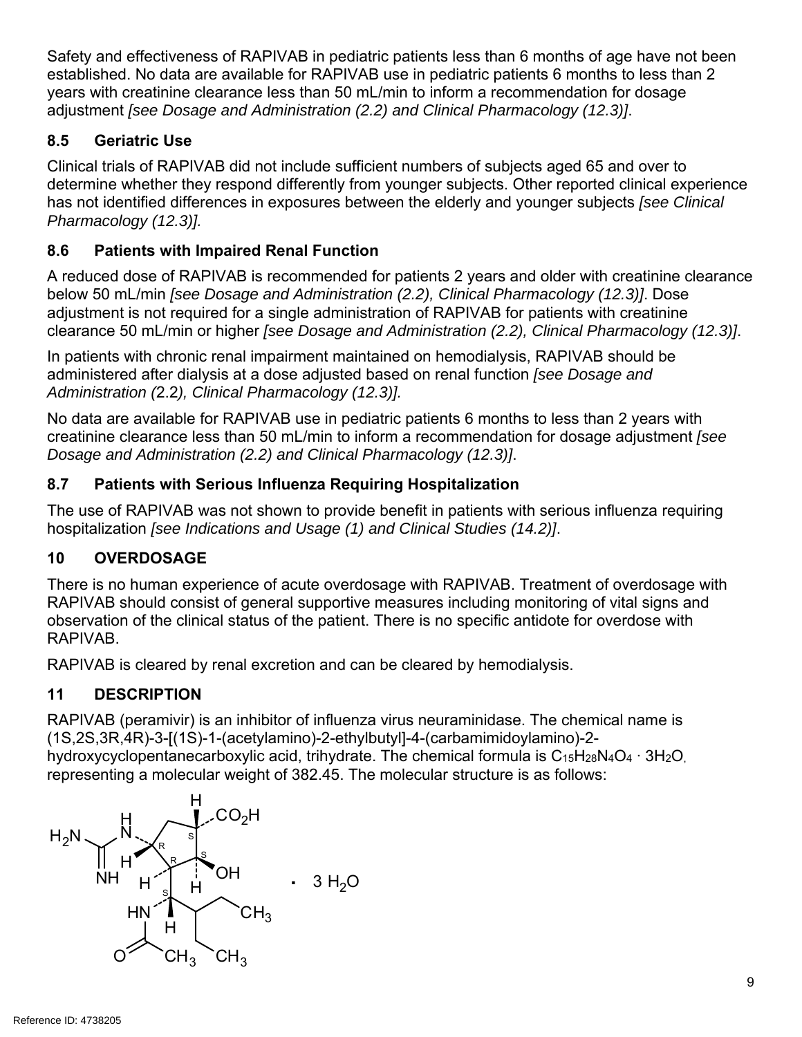Safety and effectiveness of RAPIVAB in pediatric patients less than 6 months of age have not been established. No data are available for RAPIVAB use in pediatric patients 6 months to less than 2 years with creatinine clearance less than 50 mL/min to inform a recommendation for dosage adjustment *[see Dosage and Administration (2.2) and Clinical Pharmacology (12.3)]*.

### 8.5 Geriatric Use

Clinical trials of RAPIVAB did not include sufficient numbers of subjects aged 65 and over to determine whether they respond differently from younger subjects. Other reported clinical experience has not identified differences in exposures between the elderly and younger subjects *[see Clinical Pharmacology (12.3)].*

### 8.6 Patients with Impaired Renal Function

A reduced dose of RAPIVAB is recommended for patients 2 years and older with creatinine clearance below 50 mL/min *[see Dosage and Administration (2.2), Clinical Pharmacology (12.3)]*. Dose adjustment is not required for a single administration of RAPIVAB for patients with creatinine clearance 50 mL/min or higher *[see Dosage and Administration (2.2), Clinical Pharmacology (12.3)]*.

In patients with chronic renal impairment maintained on hemodialysis, RAPIVAB should be administered after dialysis at a dose adjusted based on renal function *[see Dosage and Administration (2.2), Clinical Pharmacology (12.3)].*

No data are available for RAPIVAB use in pediatric patients 6 months to less than 2 years with creatinine clearance less than 50 mL/min to inform a recommendation for dosage adjustment *[see Dosage and Administration (2.2) and Clinical Pharmacology (12.3)]*.

### 8.7 Patients with Serious Influenza Requiring Hospitalization

The use of RAPIVAB was not shown to provide benefit in patients with serious influenza requiring hospitalization *[see Indications and Usage (1) and Clinical Studies (14.2)]*.

## 10 OVERDOSAGE

There is no human experience of acute overdosage with RAPIVAB. Treatment of overdosage with RAPIVAB should consist of general supportive measures including monitoring of vital signs and observation of the clinical status of the patient. There is no specific antidote for overdose with RAPIVAB.

RAPIVAB is cleared by renal excretion and can be cleared by hemodialysis.

## 11 DESCRIPTION

RAPIVAB (peramivir) is an inhibitor of influenza virus neuraminidase. The chemical name is (1S,2S,3R,4R)-3-[(1S)-1-(acetylamino)-2-ethylbutyl]-4-(carbamimidoylamino)-2-hydroxycyclopentanecarboxylic acid, trihydrate. The chemical formula is $C_{15}H_{28}N_4O_4 \cdot 3H_2O$, representing a molecular weight of 382.45. The molecular structure is as follows:

$\cdot$ 3 $H_2O$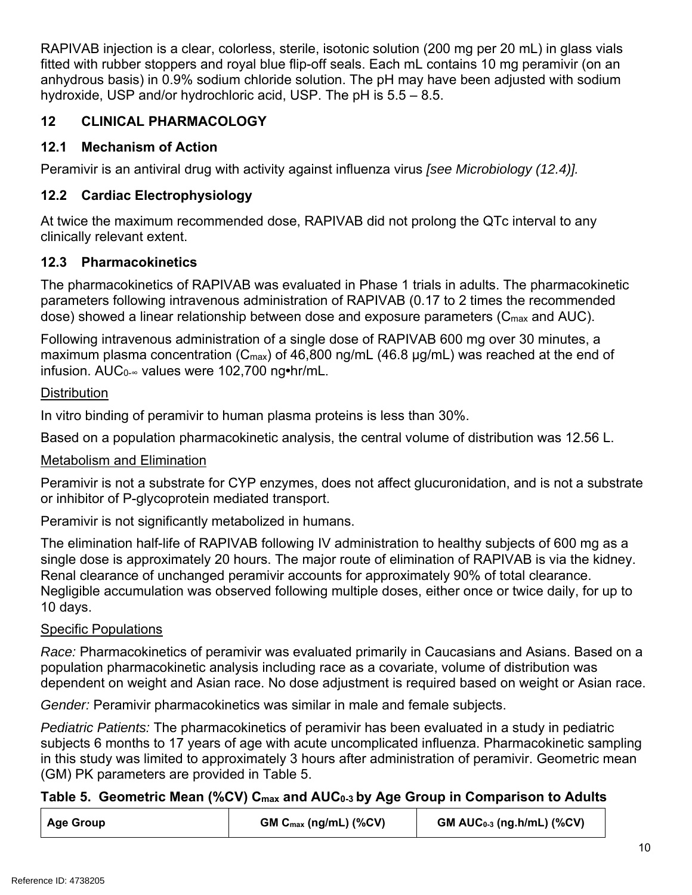RAPIVAB injection is a clear, colorless, sterile, isotonic solution (200 mg per 20 mL) in glass vials fitted with rubber stoppers and royal blue flip-off seals. Each mL contains 10 mg peramivir (on an anhydrous basis) in 0.9% sodium chloride solution. The pH may have been adjusted with sodium hydroxide, USP and/or hydrochloric acid, USP. The pH is 5.5 – 8.5.

## 12 CLINICAL PHARMACOLOGY

### 12.1 Mechanism of Action

Peramivir is an antiviral drug with activity against influenza virus *[see Microbiology (12.4)].*

### 12.2 Cardiac Electrophysiology

At twice the maximum recommended dose, RAPIVAB did not prolong the QTc interval to any clinically relevant extent.

### 12.3 Pharmacokinetics

The pharmacokinetics of RAPIVAB was evaluated in Phase 1 trials in adults. The pharmacokinetic parameters following intravenous administration of RAPIVAB (0.17 to 2 times the recommended dose) showed a linear relationship between dose and exposure parameters ($C_{max}$ and AUC).

Following intravenous administration of a single dose of RAPIVAB 600 mg over 30 minutes, a maximum plasma concentration ($C_{max}$) of 46,800 ng/mL (46.8 μg/mL) was reached at the end of infusion. $AUC_{0-\infty}$ values were 102,700 ng•hr/mL.

<u>Distribution</u>

In vitro binding of peramivir to human plasma proteins is less than 30%.

Based on a population pharmacokinetic analysis, the central volume of distribution was 12.56 L.

<u>Metabolism and Elimination</u>

Peramivir is not a substrate for CYP enzymes, does not affect glucuronidation, and is not a substrate or inhibitor of P-glycoprotein mediated transport.

Peramivir is not significantly metabolized in humans.

The elimination half-life of RAPIVAB following IV administration to healthy subjects of 600 mg as a single dose is approximately 20 hours. The major route of elimination of RAPIVAB is via the kidney. Renal clearance of unchanged peramivir accounts for approximately 90% of total clearance. Negligible accumulation was observed following multiple doses, either once or twice daily, for up to 10 days.

<u>Specific Populations</u>

*Race:* Pharmacokinetics of peramivir was evaluated primarily in Caucasians and Asians. Based on a population pharmacokinetic analysis including race as a covariate, volume of distribution was dependent on weight and Asian race. No dose adjustment is required based on weight or Asian race.

*Gender:* Peramivir pharmacokinetics was similar in male and female subjects.

*Pediatric Patients:* The pharmacokinetics of peramivir has been evaluated in a study in pediatric subjects 6 months to 17 years of age with acute uncomplicated influenza. Pharmacokinetic sampling in this study was limited to approximately 3 hours after administration of peramivir. Geometric mean (GM) PK parameters are provided in Table 5.

**Table 5. Geometric Mean (%CV) $C_{max}$ and $AUC_{0-3}$ by Age Group in Comparison to Adults**

| Age Group | GM $C_{max}$ (ng/mL) (%CV) | GM $AUC_{0-3}$ (ng.h/mL) (%CV) |
|---|---|---|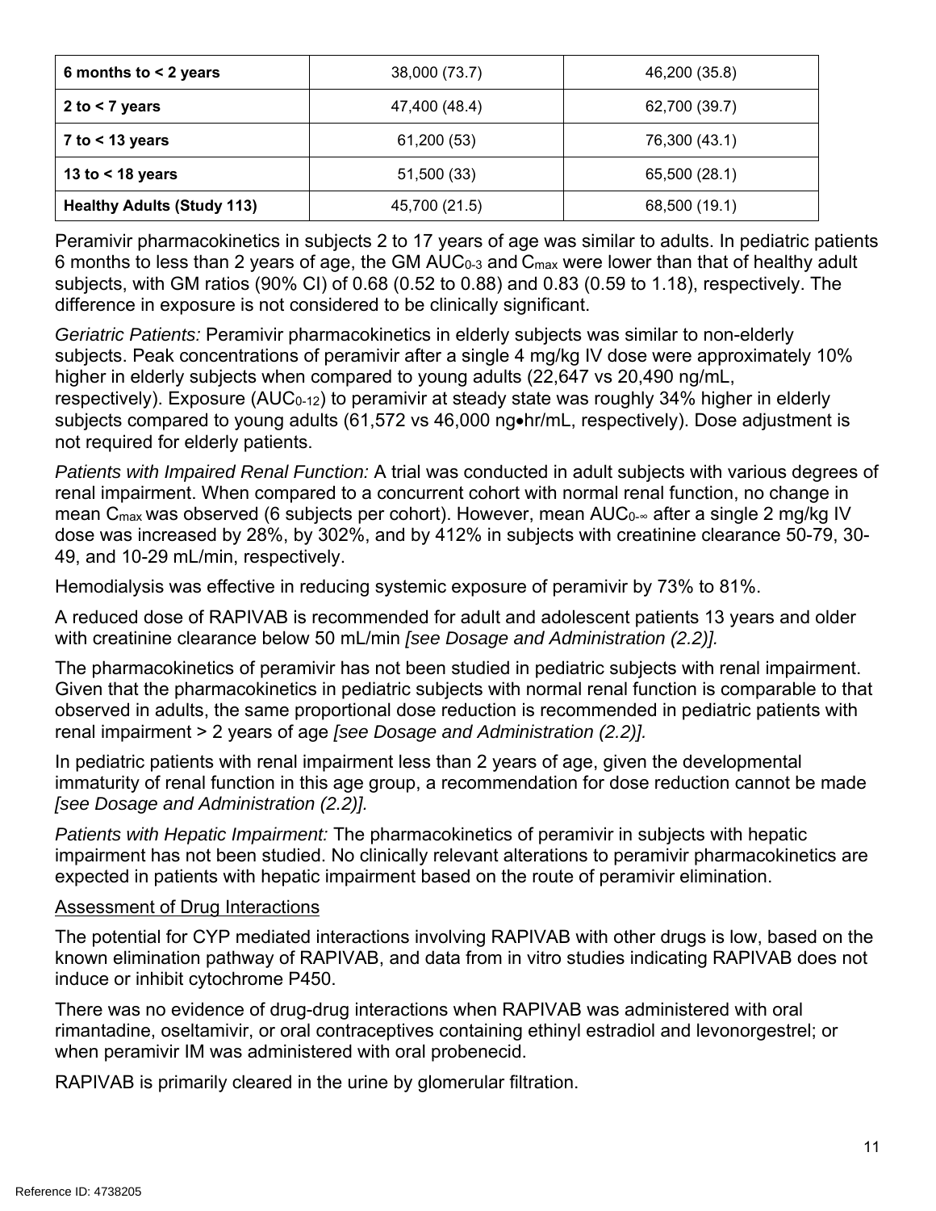| 6 months to < 2 years | 38,000 (73.7) | 46,200 (35.8) |
|---|---|---|
| 2 to < 7 years | 47,400 (48.4) | 62,700 (39.7) |
| 7 to < 13 years | 61,200 (53) | 76,300 (43.1) |
| 13 to < 18 years | 51,500 (33) | 65,500 (28.1) |
| Healthy Adults (Study 113) | 45,700 (21.5) | 68,500 (19.1) |

Peramivir pharmacokinetics in subjects 2 to 17 years of age was similar to adults. In pediatric patients 6 months to less than 2 years of age, the GM $AUC_{0\text{-}3}$ and $C_{max}$ were lower than that of healthy adult subjects, with GM ratios (90% CI) of 0.68 (0.52 to 0.88) and 0.83 (0.59 to 1.18), respectively. The difference in exposure is not considered to be clinically significant.

*Geriatric Patients:* Peramivir pharmacokinetics in elderly subjects was similar to non-elderly subjects. Peak concentrations of peramivir after a single 4 mg/kg IV dose were approximately 10% higher in elderly subjects when compared to young adults (22,647 vs 20,490 ng/mL, respectively). Exposure ($AUC_{0\text{-}12}$) to peramivir at steady state was roughly 34% higher in elderly subjects compared to young adults (61,572 vs 46,000 ng•hr/mL, respectively). Dose adjustment is not required for elderly patients.

*Patients with Impaired Renal Function:* A trial was conducted in adult subjects with various degrees of renal impairment. When compared to a concurrent cohort with normal renal function, no change in mean $C_{max}$ was observed (6 subjects per cohort). However, mean $AUC_{0\text{-}\infty}$ after a single 2 mg/kg IV dose was increased by 28%, by 302%, and by 412% in subjects with creatinine clearance 50-79, 30-49, and 10-29 mL/min, respectively.

Hemodialysis was effective in reducing systemic exposure of peramivir by 73% to 81%.

A reduced dose of RAPIVAB is recommended for adult and adolescent patients 13 years and older with creatinine clearance below 50 mL/min *[see Dosage and Administration (2.2)].*

The pharmacokinetics of peramivir has not been studied in pediatric subjects with renal impairment. Given that the pharmacokinetics in pediatric subjects with normal renal function is comparable to that observed in adults, the same proportional dose reduction is recommended in pediatric patients with renal impairment > 2 years of age *[see Dosage and Administration (2.2)].*

In pediatric patients with renal impairment less than 2 years of age, given the developmental immaturity of renal function in this age group, a recommendation for dose reduction cannot be made *[see Dosage and Administration (2.2)].*

*Patients with Hepatic Impairment:* The pharmacokinetics of peramivir in subjects with hepatic impairment has not been studied. No clinically relevant alterations to peramivir pharmacokinetics are expected in patients with hepatic impairment based on the route of peramivir elimination.

<u>Assessment of Drug Interactions</u>

The potential for CYP mediated interactions involving RAPIVAB with other drugs is low, based on the known elimination pathway of RAPIVAB, and data from in vitro studies indicating RAPIVAB does not induce or inhibit cytochrome P450.

There was no evidence of drug-drug interactions when RAPIVAB was administered with oral rimantadine, oseltamivir, or oral contraceptives containing ethinyl estradiol and levonorgestrel; or when peramivir IM was administered with oral probenecid.

RAPIVAB is primarily cleared in the urine by glomerular filtration.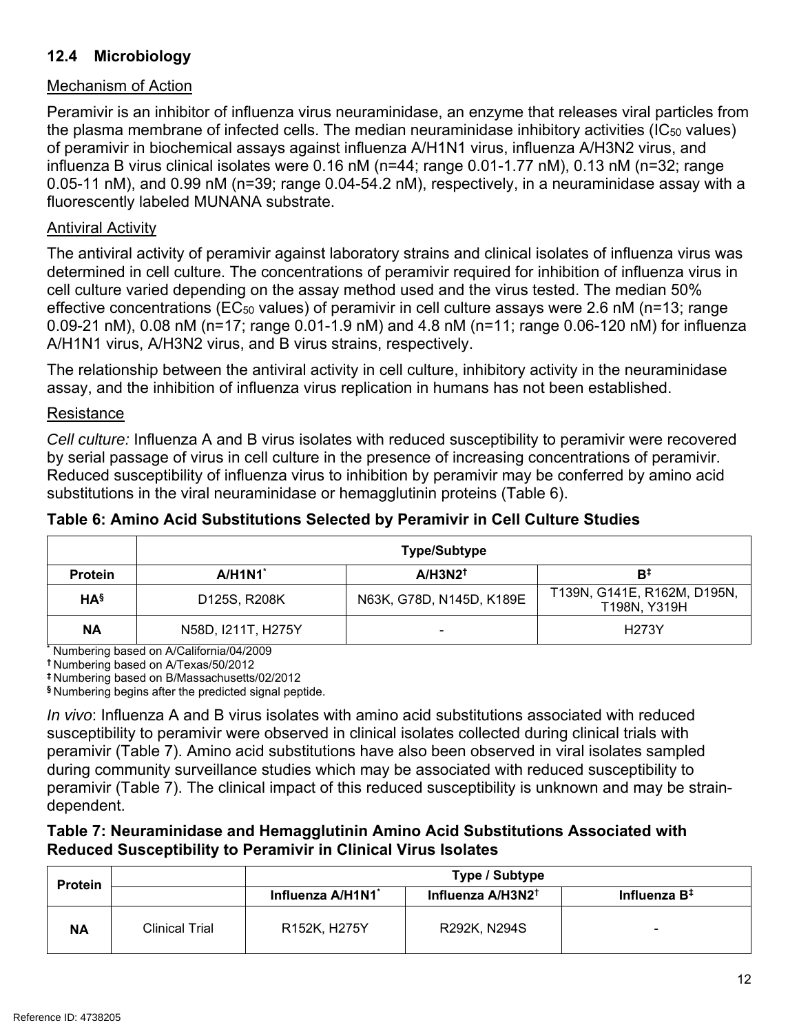## 12.4 Microbiology

Mechanism of Action

Peramivir is an inhibitor of influenza virus neuraminidase, an enzyme that releases viral particles from the plasma membrane of infected cells. The median neuraminidase inhibitory activities ($IC_{50}$ values) of peramivir in biochemical assays against influenza A/H1N1 virus, influenza A/H3N2 virus, and influenza B virus clinical isolates were 0.16 nM (n=44; range 0.01-1.77 nM), 0.13 nM (n=32; range 0.05-11 nM), and 0.99 nM (n=39; range 0.04-54.2 nM), respectively, in a neuraminidase assay with a fluorescently labeled MUNANA substrate.

Antiviral Activity

The antiviral activity of peramivir against laboratory strains and clinical isolates of influenza virus was determined in cell culture. The concentrations of peramivir required for inhibition of influenza virus in cell culture varied depending on the assay method used and the virus tested. The median 50% effective concentrations ($EC_{50}$ values) of peramivir in cell culture assays were 2.6 nM (n=13; range 0.09-21 nM), 0.08 nM (n=17; range 0.01-1.9 nM) and 4.8 nM (n=11; range 0.06-120 nM) for influenza A/H1N1 virus, A/H3N2 virus, and B virus strains, respectively.

The relationship between the antiviral activity in cell culture, inhibitory activity in the neuraminidase assay, and the inhibition of influenza virus replication in humans has not been established.

Resistance

*Cell culture:* Influenza A and B virus isolates with reduced susceptibility to peramivir were recovered by serial passage of virus in cell culture in the presence of increasing concentrations of peramivir. Reduced susceptibility of influenza virus to inhibition by peramivir may be conferred by amino acid substitutions in the viral neuraminidase or hemagglutinin proteins (Table 6).

**Table 6: Amino Acid Substitutions Selected by Peramivir in Cell Culture Studies**

| | Type/Subtype | | |
|---|---|---|---|
| **Protein** | **A/H1N1*** | **A/H3N2†** | **B‡** |
| **HA§** | D125S, R208K | N63K, G78D, N145D, K189E | T139N, G141E, R162M, D195N, T198N, Y319H |
| **NA** | N58D, I211T, H275Y | - | H273Y |

\* Numbering based on A/California/04/2009
† Numbering based on A/Texas/50/2012
‡ Numbering based on B/Massachusetts/02/2012
§ Numbering begins after the predicted signal peptide.

*In vivo*: Influenza A and B virus isolates with amino acid substitutions associated with reduced susceptibility to peramivir were observed in clinical isolates collected during clinical trials with peramivir (Table 7). Amino acid substitutions have also been observed in viral isolates sampled during community surveillance studies which may be associated with reduced susceptibility to peramivir (Table 7). The clinical impact of this reduced susceptibility is unknown and may be strain-dependent.

**Table 7: Neuraminidase and Hemagglutinin Amino Acid Substitutions Associated with Reduced Susceptibility to Peramivir in Clinical Virus Isolates**

| Protein | | Type / Subtype | | |
|---|---|---|---|---|
| | | **Influenza A/H1N1*** | **Influenza A/H3N2†** | **Influenza B‡** |
| **NA** | Clinical Trial | R152K, H275Y | R292K, N294S | - |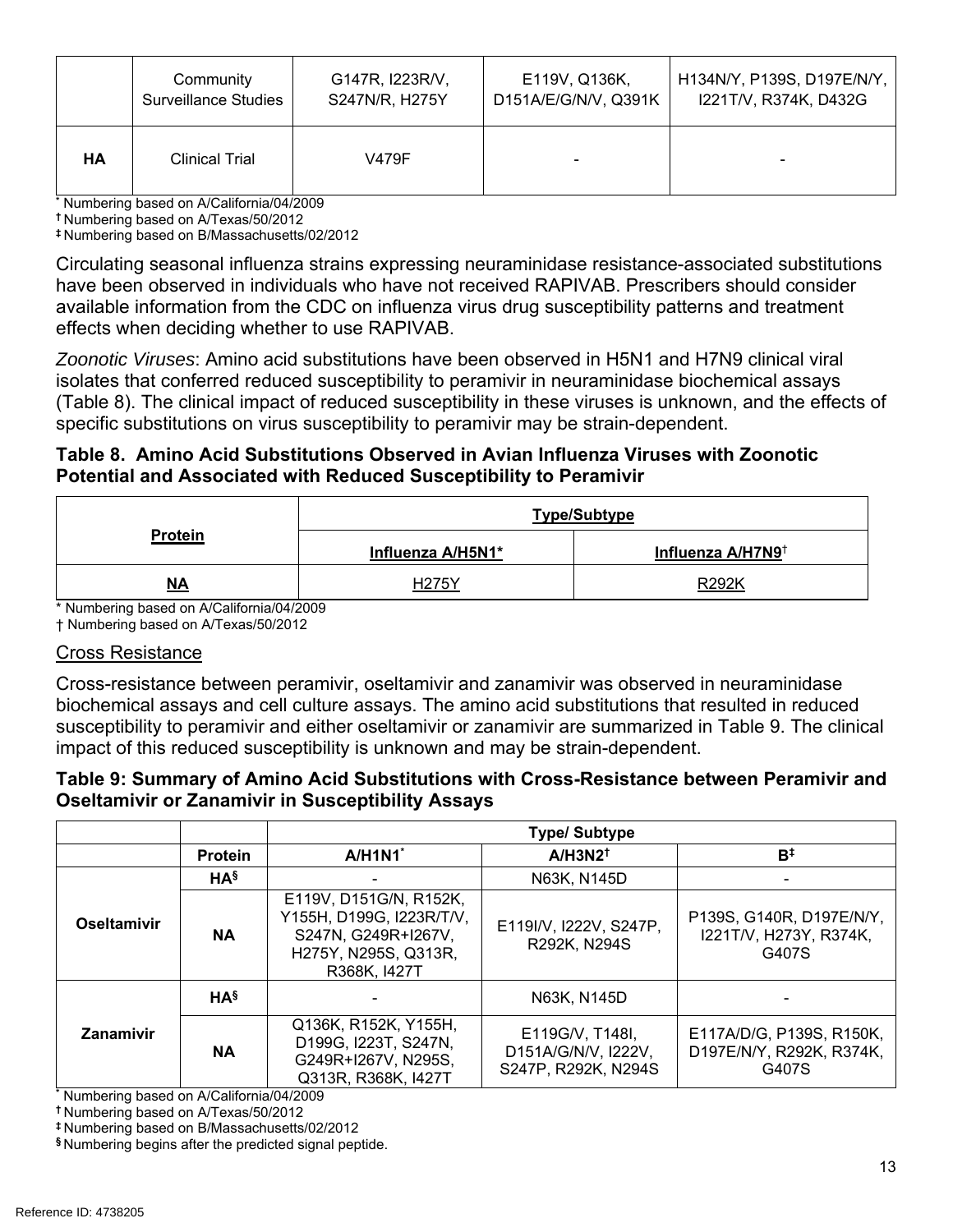|  | Community Surveillance Studies | G147R, I223R/V, S247N/R, H275Y | E119V, Q136K, D151A/E/G/N/V, Q391K | H134N/Y, P139S, D197E/N/Y, I221T/V, R374K, D432G |
|---|---|---|---|---|
| **HA** | Clinical Trial | V479F | - | - |

\* Numbering based on A/California/04/2009
† Numbering based on A/Texas/50/2012
‡ Numbering based on B/Massachusetts/02/2012

Circulating seasonal influenza strains expressing neuraminidase resistance-associated substitutions have been observed in individuals who have not received RAPIVAB. Prescribers should consider available information from the CDC on influenza virus drug susceptibility patterns and treatment effects when deciding whether to use RAPIVAB.

*Zoonotic Viruses*: Amino acid substitutions have been observed in H5N1 and H7N9 clinical viral isolates that conferred reduced susceptibility to peramivir in neuraminidase biochemical assays (Table 8). The clinical impact of reduced susceptibility in these viruses is unknown, and the effects of specific substitutions on virus susceptibility to peramivir may be strain-dependent.

**Table 8. Amino Acid Substitutions Observed in Avian Influenza Viruses with Zoonotic Potential and Associated with Reduced Susceptibility to Peramivir**

| **Protein** | **Type/Subtype** | |
|---|---|---|
| | **Influenza A/H5N1*** | **Influenza A/H7N9†** |
| **NA** | H275Y | R292K |

\* Numbering based on A/California/04/2009
† Numbering based on A/Texas/50/2012

Cross Resistance

Cross-resistance between peramivir, oseltamivir and zanamivir was observed in neuraminidase biochemical assays and cell culture assays. The amino acid substitutions that resulted in reduced susceptibility to peramivir and either oseltamivir or zanamivir are summarized in Table 9. The clinical impact of this reduced susceptibility is unknown and may be strain-dependent.

**Table 9: Summary of Amino Acid Substitutions with Cross-Resistance between Peramivir and Oseltamivir or Zanamivir in Susceptibility Assays**

| | | **Type/ Subtype** | | |
|---|---|---|---|---|
| | **Protein** | **A/H1N1*** | **A/H3N2†** | **B‡** |
| **Oseltamivir** | **HA§** | - | N63K, N145D | - |
| | **NA** | E119V, D151G/N, R152K, Y155H, D199G, I223R/T/V, S247N, G249R+I267V, H275Y, N295S, Q313R, R368K, I427T | E119I/V, I222V, S247P, R292K, N294S | P139S, G140R, D197E/N/Y, I221T/V, H273Y, R374K, G407S |
| **Zanamivir** | **HA§** | - | N63K, N145D | - |
| | **NA** | Q136K, R152K, Y155H, D199G, I223T, S247N, G249R+I267V, N295S, Q313R, R368K, I427T | E119G/V, T148I, D151A/G/N/V, I222V, S247P, R292K, N294S | E117A/D/G, P139S, R150K, D197E/N/Y, R292K, R374K, G407S |

\* Numbering based on A/California/04/2009
† Numbering based on A/Texas/50/2012
‡ Numbering based on B/Massachusetts/02/2012
§ Numbering begins after the predicted signal peptide.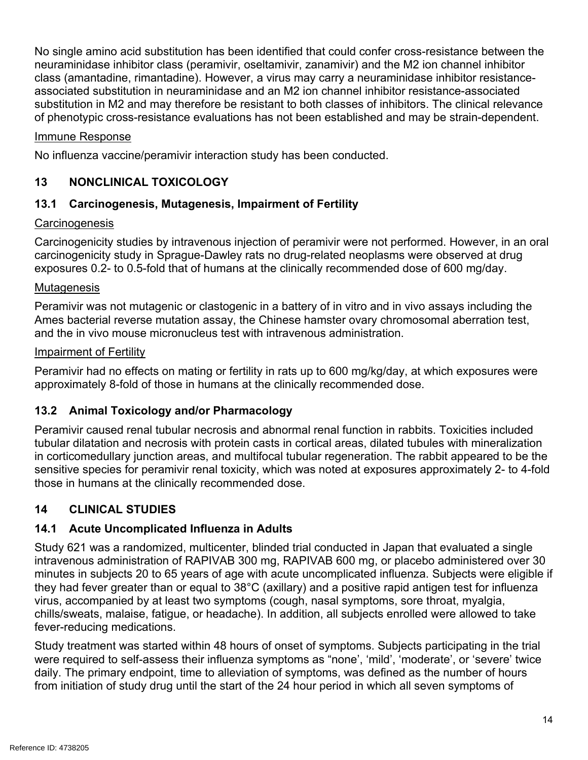No single amino acid substitution has been identified that could confer cross-resistance between the neuraminidase inhibitor class (peramivir, oseltamivir, zanamivir) and the M2 ion channel inhibitor class (amantadine, rimantadine). However, a virus may carry a neuraminidase inhibitor resistance-associated substitution in neuraminidase and an M2 ion channel inhibitor resistance-associated substitution in M2 and may therefore be resistant to both classes of inhibitors. The clinical relevance of phenotypic cross-resistance evaluations has not been established and may be strain-dependent.

Immune Response

No influenza vaccine/peramivir interaction study has been conducted.

## 13 NONCLINICAL TOXICOLOGY

### 13.1 Carcinogenesis, Mutagenesis, Impairment of Fertility

Carcinogenesis

Carcinogenicity studies by intravenous injection of peramivir were not performed. However, in an oral carcinogenicity study in Sprague-Dawley rats no drug-related neoplasms were observed at drug exposures 0.2- to 0.5-fold that of humans at the clinically recommended dose of 600 mg/day.

Mutagenesis

Peramivir was not mutagenic or clastogenic in a battery of in vitro and in vivo assays including the Ames bacterial reverse mutation assay, the Chinese hamster ovary chromosomal aberration test, and the in vivo mouse micronucleus test with intravenous administration.

Impairment of Fertility

Peramivir had no effects on mating or fertility in rats up to 600 mg/kg/day, at which exposures were approximately 8-fold of those in humans at the clinically recommended dose.

### 13.2 Animal Toxicology and/or Pharmacology

Peramivir caused renal tubular necrosis and abnormal renal function in rabbits. Toxicities included tubular dilatation and necrosis with protein casts in cortical areas, dilated tubules with mineralization in corticomedullary junction areas, and multifocal tubular regeneration. The rabbit appeared to be the sensitive species for peramivir renal toxicity, which was noted at exposures approximately 2- to 4-fold those in humans at the clinically recommended dose.

## 14 CLINICAL STUDIES

### 14.1 Acute Uncomplicated Influenza in Adults

Study 621 was a randomized, multicenter, blinded trial conducted in Japan that evaluated a single intravenous administration of RAPIVAB 300 mg, RAPIVAB 600 mg, or placebo administered over 30 minutes in subjects 20 to 65 years of age with acute uncomplicated influenza. Subjects were eligible if they had fever greater than or equal to 38°C (axillary) and a positive rapid antigen test for influenza virus, accompanied by at least two symptoms (cough, nasal symptoms, sore throat, myalgia, chills/sweats, malaise, fatigue, or headache). In addition, all subjects enrolled were allowed to take fever-reducing medications.

Study treatment was started within 48 hours of onset of symptoms. Subjects participating in the trial were required to self-assess their influenza symptoms as “none', ‘mild', ‘moderate', or ‘severe' twice daily. The primary endpoint, time to alleviation of symptoms, was defined as the number of hours from initiation of study drug until the start of the 24 hour period in which all seven symptoms of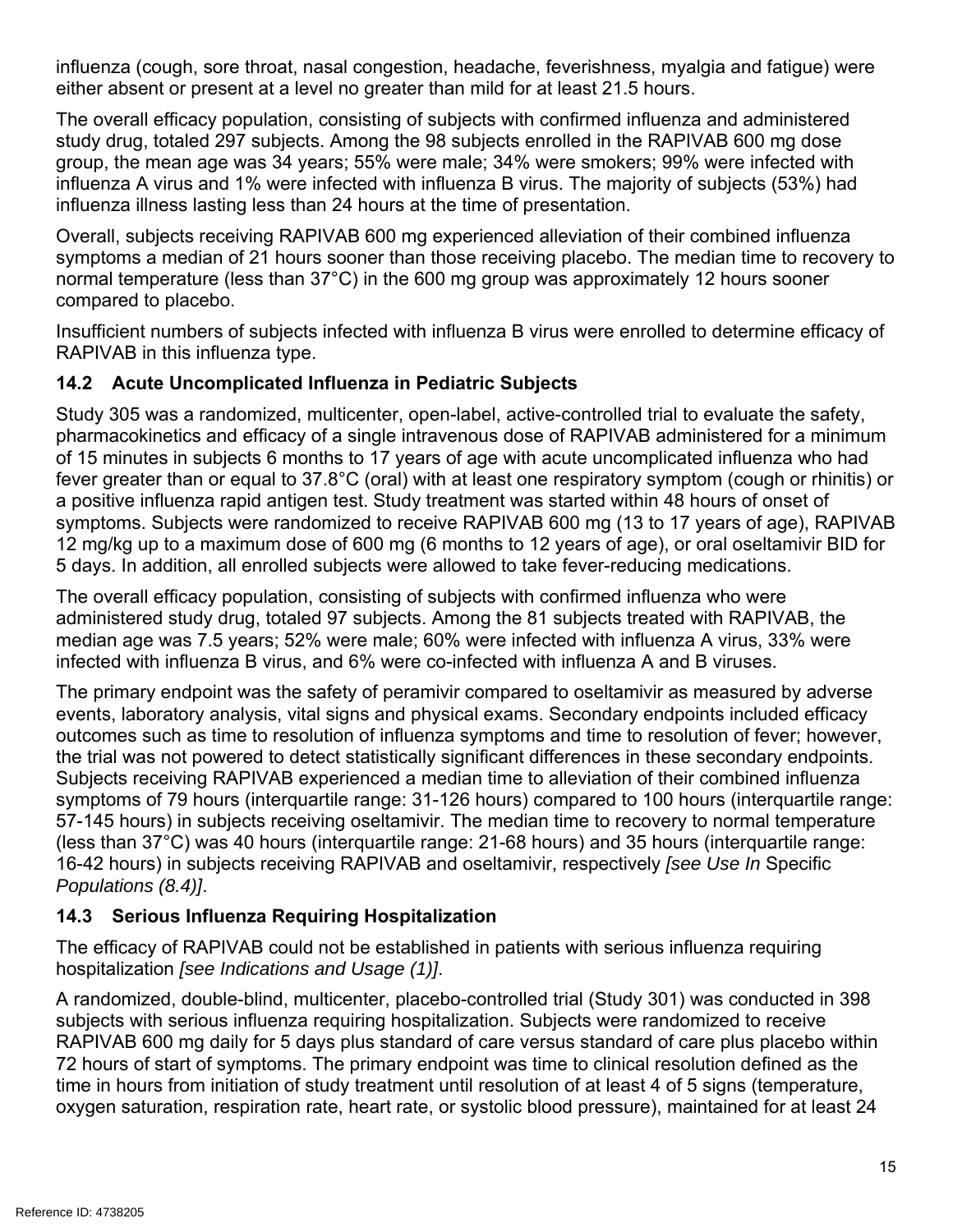influenza (cough, sore throat, nasal congestion, headache, feverishness, myalgia and fatigue) were either absent or present at a level no greater than mild for at least 21.5 hours.

The overall efficacy population, consisting of subjects with confirmed influenza and administered study drug, totaled 297 subjects. Among the 98 subjects enrolled in the RAPIVAB 600 mg dose group, the mean age was 34 years; 55% were male; 34% were smokers; 99% were infected with influenza A virus and 1% were infected with influenza B virus. The majority of subjects (53%) had influenza illness lasting less than 24 hours at the time of presentation.

Overall, subjects receiving RAPIVAB 600 mg experienced alleviation of their combined influenza symptoms a median of 21 hours sooner than those receiving placebo. The median time to recovery to normal temperature (less than 37°C) in the 600 mg group was approximately 12 hours sooner compared to placebo.

Insufficient numbers of subjects infected with influenza B virus were enrolled to determine efficacy of RAPIVAB in this influenza type.

## 14.2 Acute Uncomplicated Influenza in Pediatric Subjects

Study 305 was a randomized, multicenter, open-label, active-controlled trial to evaluate the safety, pharmacokinetics and efficacy of a single intravenous dose of RAPIVAB administered for a minimum of 15 minutes in subjects 6 months to 17 years of age with acute uncomplicated influenza who had fever greater than or equal to 37.8°C (oral) with at least one respiratory symptom (cough or rhinitis) or a positive influenza rapid antigen test. Study treatment was started within 48 hours of onset of symptoms. Subjects were randomized to receive RAPIVAB 600 mg (13 to 17 years of age), RAPIVAB 12 mg/kg up to a maximum dose of 600 mg (6 months to 12 years of age), or oral oseltamivir BID for 5 days. In addition, all enrolled subjects were allowed to take fever-reducing medications.

The overall efficacy population, consisting of subjects with confirmed influenza who were administered study drug, totaled 97 subjects. Among the 81 subjects treated with RAPIVAB, the median age was 7.5 years; 52% were male; 60% were infected with influenza A virus, 33% were infected with influenza B virus, and 6% were co-infected with influenza A and B viruses.

The primary endpoint was the safety of peramivir compared to oseltamivir as measured by adverse events, laboratory analysis, vital signs and physical exams. Secondary endpoints included efficacy outcomes such as time to resolution of influenza symptoms and time to resolution of fever; however, the trial was not powered to detect statistically significant differences in these secondary endpoints. Subjects receiving RAPIVAB experienced a median time to alleviation of their combined influenza symptoms of 79 hours (interquartile range: 31-126 hours) compared to 100 hours (interquartile range: 57-145 hours) in subjects receiving oseltamivir. The median time to recovery to normal temperature (less than 37°C) was 40 hours (interquartile range: 21-68 hours) and 35 hours (interquartile range: 16-42 hours) in subjects receiving RAPIVAB and oseltamivir, respectively *[see Use In Specific Populations (8.4)]*.

## 14.3 Serious Influenza Requiring Hospitalization

The efficacy of RAPIVAB could not be established in patients with serious influenza requiring hospitalization *[see Indications and Usage (1)]*.

A randomized, double-blind, multicenter, placebo-controlled trial (Study 301) was conducted in 398 subjects with serious influenza requiring hospitalization. Subjects were randomized to receive RAPIVAB 600 mg daily for 5 days plus standard of care versus standard of care plus placebo within 72 hours of start of symptoms. The primary endpoint was time to clinical resolution defined as the time in hours from initiation of study treatment until resolution of at least 4 of 5 signs (temperature, oxygen saturation, respiration rate, heart rate, or systolic blood pressure), maintained for at least 24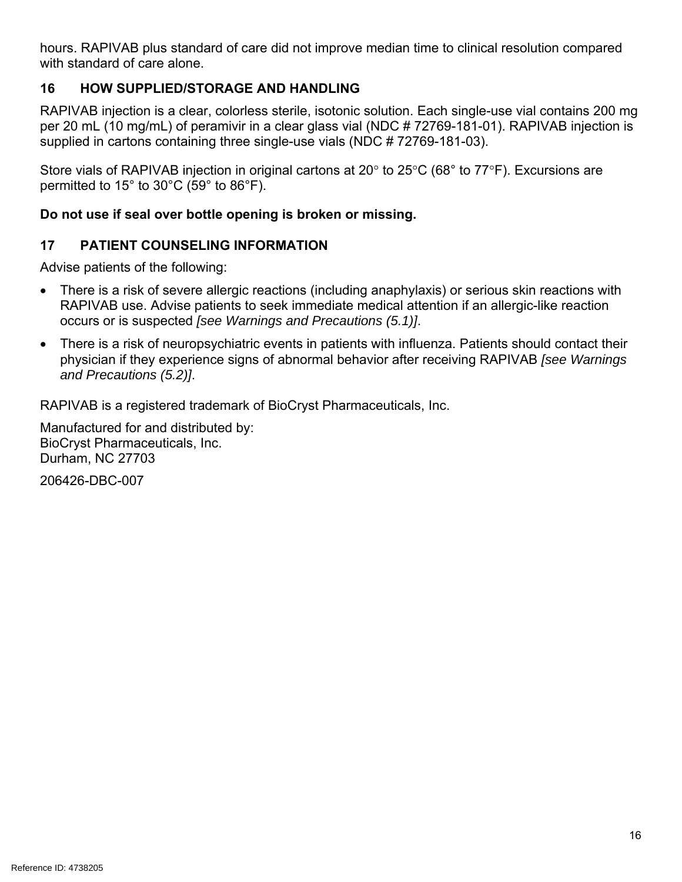hours. RAPIVAB plus standard of care did not improve median time to clinical resolution compared with standard of care alone.

## 16 HOW SUPPLIED/STORAGE AND HANDLING

RAPIVAB injection is a clear, colorless sterile, isotonic solution. Each single-use vial contains 200 mg per 20 mL (10 mg/mL) of peramivir in a clear glass vial (NDC # 72769-181-01). RAPIVAB injection is supplied in cartons containing three single-use vials (NDC # 72769-181-03).

Store vials of RAPIVAB injection in original cartons at 20° to 25°C (68° to 77°F). Excursions are permitted to 15° to 30°C (59° to 86°F).

**Do not use if seal over bottle opening is broken or missing.**

## 17 PATIENT COUNSELING INFORMATION

Advise patients of the following:

- There is a risk of severe allergic reactions (including anaphylaxis) or serious skin reactions with RAPIVAB use. Advise patients to seek immediate medical attention if an allergic-like reaction occurs or is suspected *[see Warnings and Precautions (5.1)]*.
- There is a risk of neuropsychiatric events in patients with influenza. Patients should contact their physician if they experience signs of abnormal behavior after receiving RAPIVAB *[see Warnings and Precautions (5.2)]*.

RAPIVAB is a registered trademark of BioCryst Pharmaceuticals, Inc.

Manufactured for and distributed by:
BioCryst Pharmaceuticals, Inc.
Durham, NC 27703

206426-DBC-007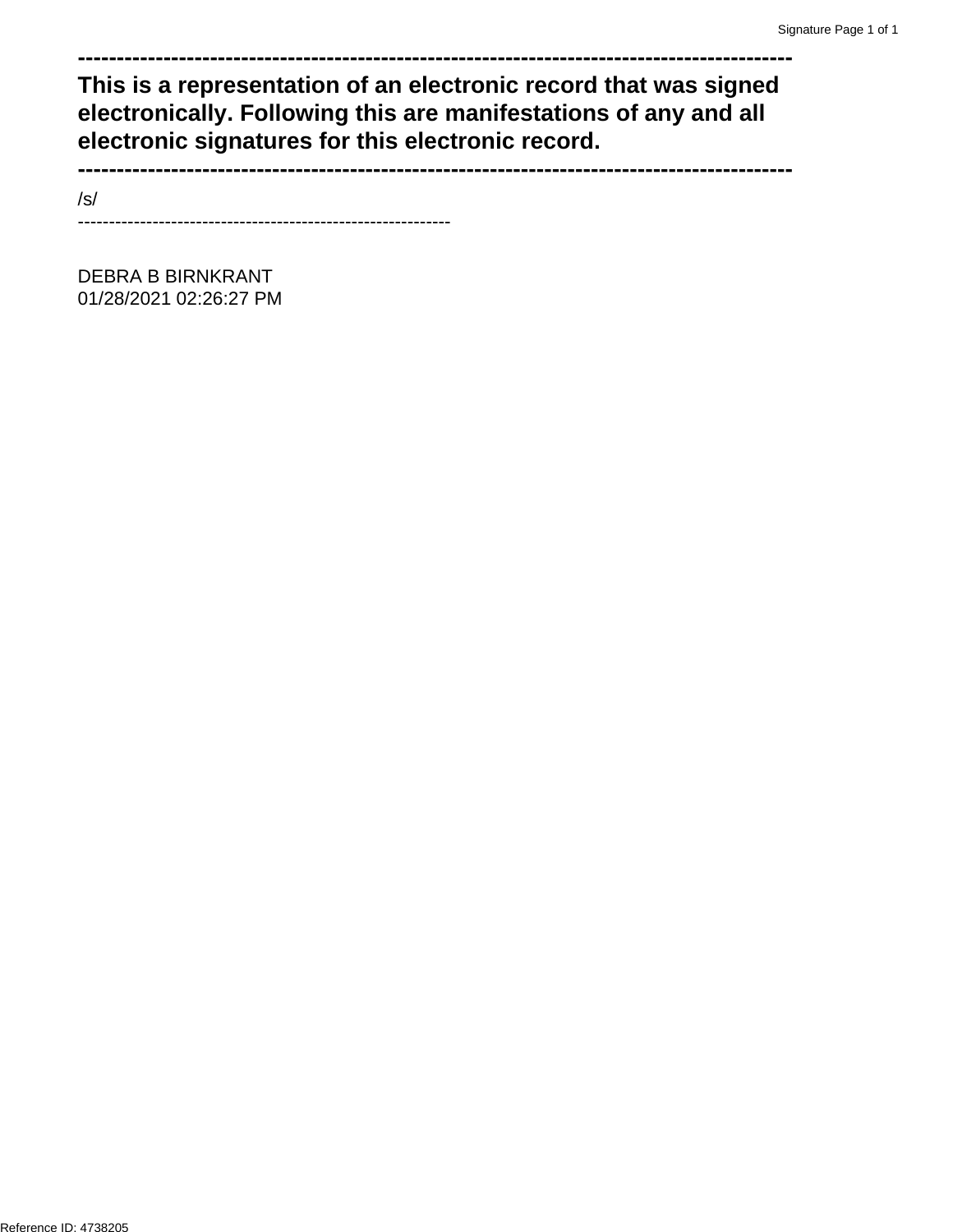---------------------------------------------------------------------------------------------

**This is a representation of an electronic record that was signed electronically. Following this are manifestations of any and all electronic signatures for this electronic record.**

---------------------------------------------------------------------------------------------

/s/

------------------------------------------------------------

DEBRA B BIRNKRANT
01/28/2021 02:26:27 PM